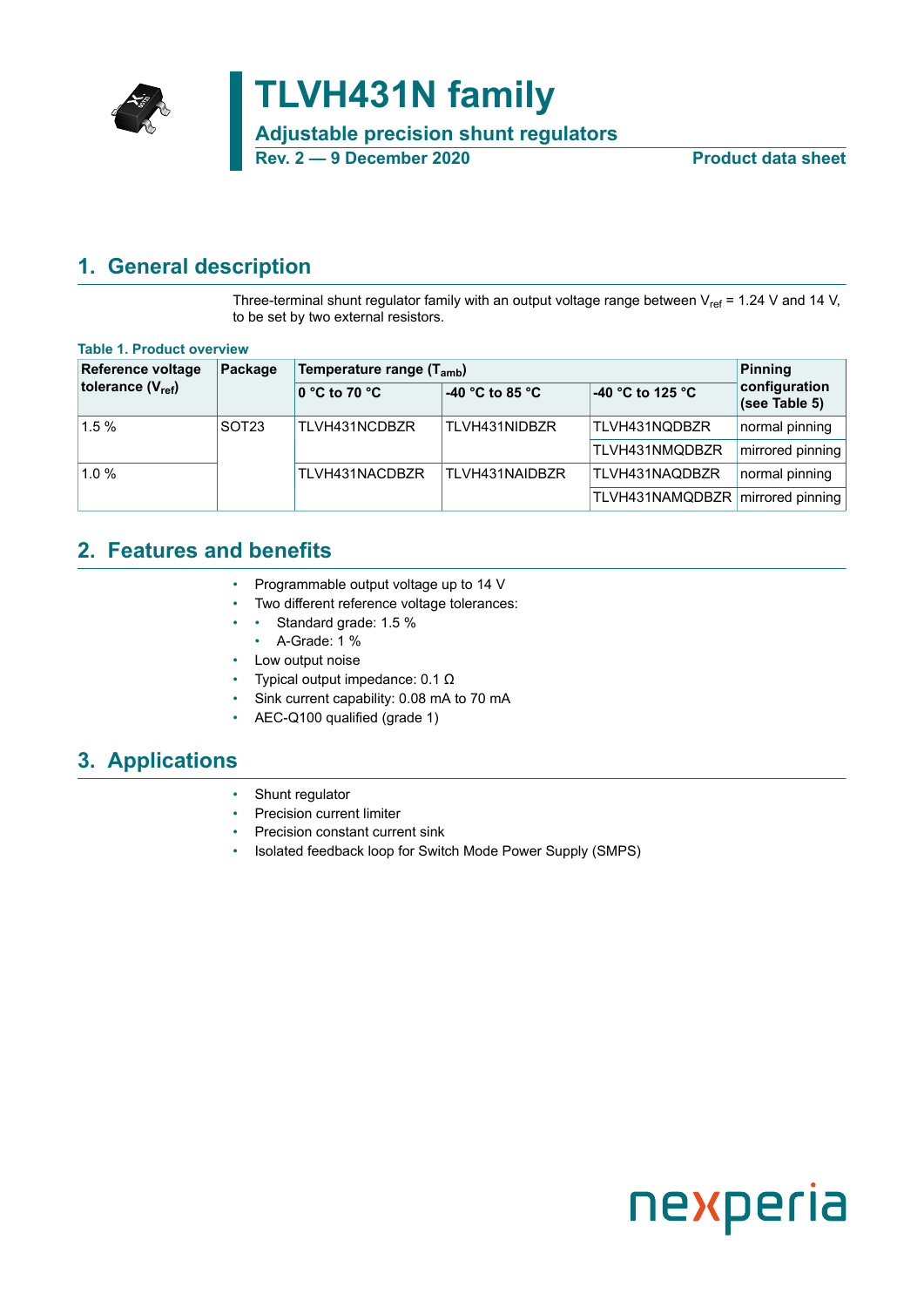# TLVH431N family

## Adjustable precision shunt regulators

**Rev. 2 — 9 December 2020** **Product data sheet**

## 1. General description

Three-terminal shunt regulator family with an output voltage range between $V_{ref}$ = 1.24 V and 14 V, to be set by two external resistors.

**Table 1. Product overview**

| Reference voltage tolerance ($V_{ref}$) | Package | Temperature range ($T_{amb}$) | | | Pinning configuration (see Table 5) |
|---|---|---|---|---|---|
| | | 0 °C to 70 °C | -40 °C to 85 °C | -40 °C to 125 °C | |
| 1.5 % | SOT23 | TLVH431NCDBZR | TLVH431NIDBZR | TLVH431NQDBZR | normal pinning |
| | | | | TLVH431NMQDBZR | mirrored pinning |
| 1.0 % | | TLVH431NACDBZR | TLVH431NAIDBZR | TLVH431NAQDBZR | normal pinning |
| | | | | TLVH431NAMQDBZR | mirrored pinning |

## 2. Features and benefits

- Programmable output voltage up to 14 V
- Two different reference voltage tolerances:
  - Standard grade: 1.5 %
  - A-Grade: 1 %
- Low output noise
- Typical output impedance: 0.1 Ω
- Sink current capability: 0.08 mA to 70 mA
- AEC-Q100 qualified (grade 1)

## 3. Applications

- Shunt regulator
- Precision current limiter
- Precision constant current sink
- Isolated feedback loop for Switch Mode Power Supply (SMPS)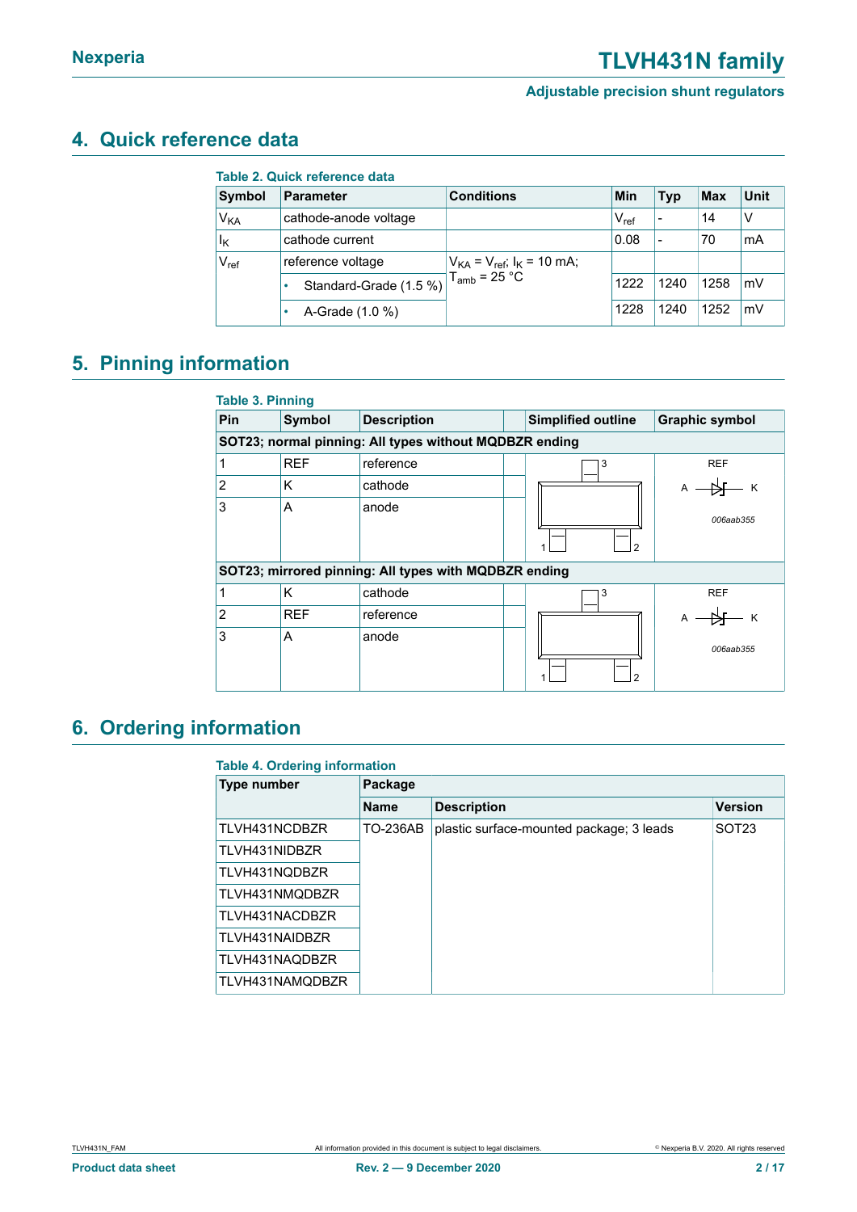## 4. Quick reference data

**Table 2. Quick reference data**

| Symbol | Parameter | Conditions | Min | Typ | Max | Unit |
|---|---|---|---|---|---|---|
| $V_{KA}$ | cathode-anode voltage | | $V_{ref}$ | - | 14 | V |
| $I_K$ | cathode current | | 0.08 | - | 70 | mA |
| $V_{ref}$ | reference voltage | $V_{KA} = V_{ref}$; $I_K = 10$ mA; $T_{amb} = 25$ °C | | | | |
| | • Standard-Grade (1.5 %) | | 1222 | 1240 | 1258 | mV |
| | • A-Grade (1.0 %) | | 1228 | 1240 | 1252 | mV |

## 5. Pinning information

**Table 3. Pinning**

| Pin | Symbol | Description | Simplified outline | Graphic symbol |
|---|---|---|---|---|
| **SOT23; normal pinning: All types without MQDBZR ending** | | | | |
| 1 | REF | reference | | |
| 2 | K | cathode | | |
| 3 | A | anode | | 006aab355 |
| **SOT23; mirrored pinning: All types with MQDBZR ending** | | | | |
| 1 | K | cathode | | |
| 2 | REF | reference | | |
| 3 | A | anode | | 006aab355 |

## 6. Ordering information

**Table 4. Ordering information**

| Type number | Package | | |
|---|---|---|---|
| | Name | Description | Version |
| TLVH431NCDBZR | TO-236AB | plastic surface-mounted package; 3 leads | SOT23 |
| TLVH431NIDBZR | | | |
| TLVH431NQDBZR | | | |
| TLVH431NMQDBZR | | | |
| TLVH431NACDBZR | | | |
| TLVH431NAIDBZR | | | |
| TLVH431NAQDBZR | | | |
| TLVH431NAMQDBZR | | | |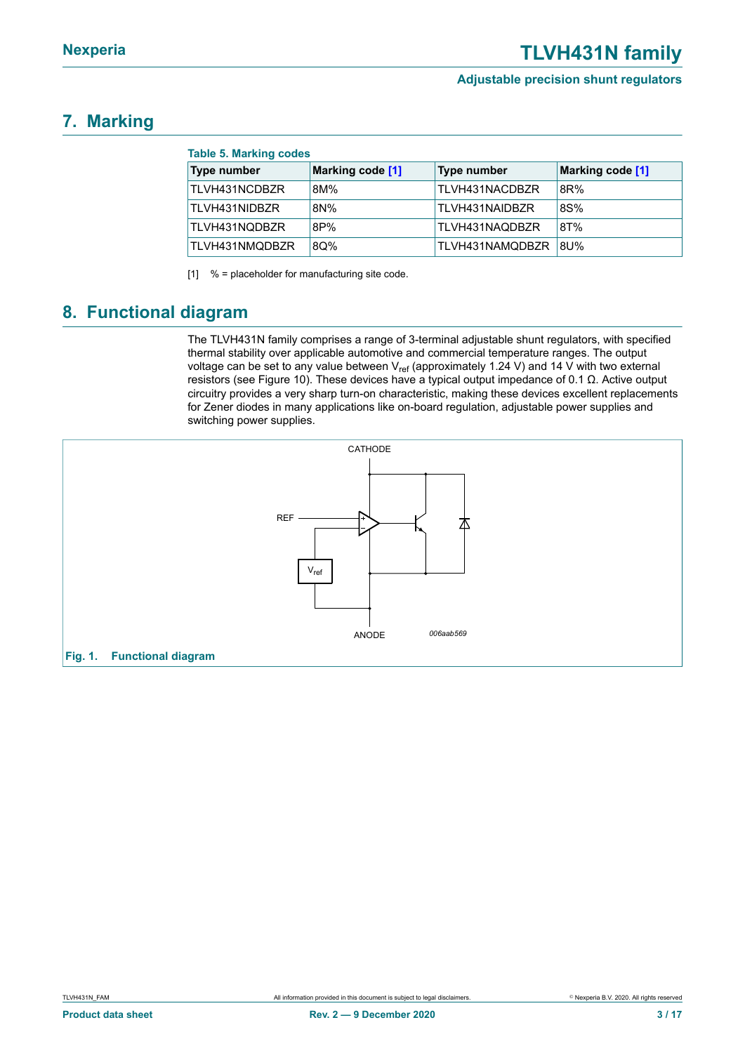## 7. Marking

**Table 5. Marking codes**

| Type number | Marking code [1] | Type number | Marking code [1] |
|---|---|---|---|
| TLVH431NCDBZR | 8M% | TLVH431NACDBZR | 8R% |
| TLVH431NIDBZR | 8N% | TLVH431NAIDBZR | 8S% |
| TLVH431NQDBZR | 8P% | TLVH431NAQDBZR | 8T% |
| TLVH431NMQDBZR | 8Q% | TLVH431NAMQDBZR | 8U% |

[1] % = placeholder for manufacturing site code.

## 8. Functional diagram

The TLVH431N family comprises a range of 3-terminal adjustable shunt regulators, with specified thermal stability over applicable automotive and commercial temperature ranges. The output voltage can be set to any value between $V_{ref}$ (approximately 1.24 V) and 14 V with two external resistors (see Figure 10). These devices have a typical output impedance of 0.1 Ω. Active output circuitry provides a very sharp turn-on characteristic, making these devices excellent replacements for Zener diodes in many applications like on-board regulation, adjustable power supplies and switching power supplies.

**Fig. 1. Functional diagram**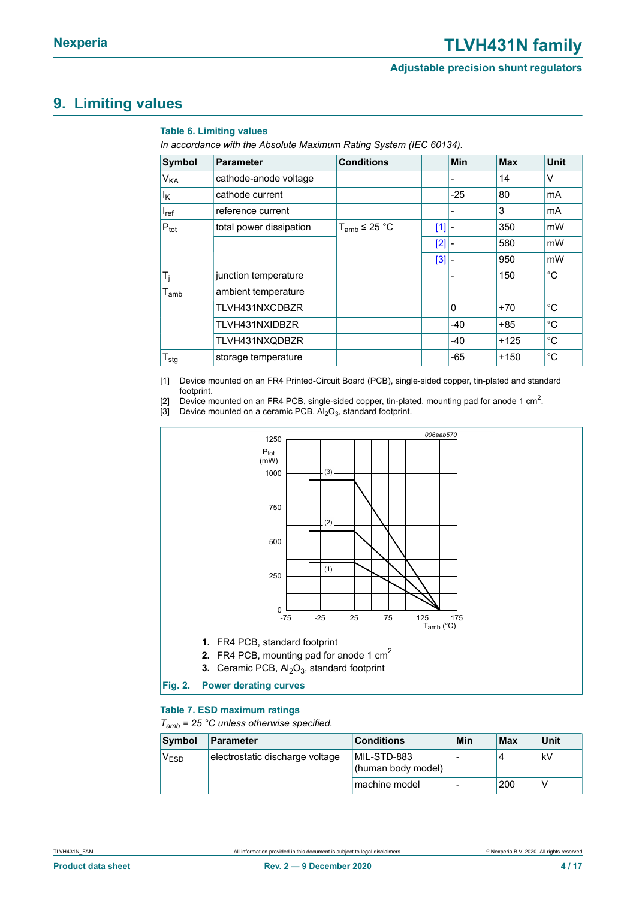## 9. Limiting values

**Table 6. Limiting values**

*In accordance with the Absolute Maximum Rating System (IEC 60134).*

| Symbol | Parameter | Conditions | | Min | Max | Unit |
|---|---|---|---|---|---|---|
| $V_{KA}$ | cathode-anode voltage | | | - | 14 | V |
| $I_K$ | cathode current | | | -25 | 80 | mA |
| $I_{ref}$ | reference current | | | - | 3 | mA |
| $P_{tot}$ | total power dissipation | $T_{amb} \leq 25$ °C | [1] | - | 350 | mW |
| | | | [2] | - | 580 | mW |
| | | | [3] | - | 950 | mW |
| $T_j$ | junction temperature | | | - | 150 | °C |
| $T_{amb}$ | ambient temperature | | | | | |
| | TLVH431NXCDBZR | | | 0 | +70 | °C |
| | TLVH431NXIDBZR | | | -40 | +85 | °C |
| | TLVH431NXQDBZR | | | -40 | +125 | °C |
| $T_{stg}$ | storage temperature | | | -65 | +150 | °C |

[1] Device mounted on an FR4 Printed-Circuit Board (PCB), single-sided copper, tin-plated and standard footprint.

[2] Device mounted on an FR4 PCB, single-sided copper, tin-plated, mounting pad for anode 1 $cm^2$.

[3] Device mounted on a ceramic PCB, $Al_2O_3$, standard footprint.

1. FR4 PCB, standard footprint
2. FR4 PCB, mounting pad for anode 1 $cm^2$
3. Ceramic PCB, $Al_2O_3$, standard footprint

**Fig. 2. Power derating curves**

**Table 7. ESD maximum ratings**

*$T_{amb}$ = 25 °C unless otherwise specified.*

| Symbol | Parameter | Conditions | Min | Max | Unit |
|---|---|---|---|---|---|
| $V_{ESD}$ | electrostatic discharge voltage | MIL-STD-883 (human body model) | - | 4 | kV |
| | | machine model | - | 200 | V |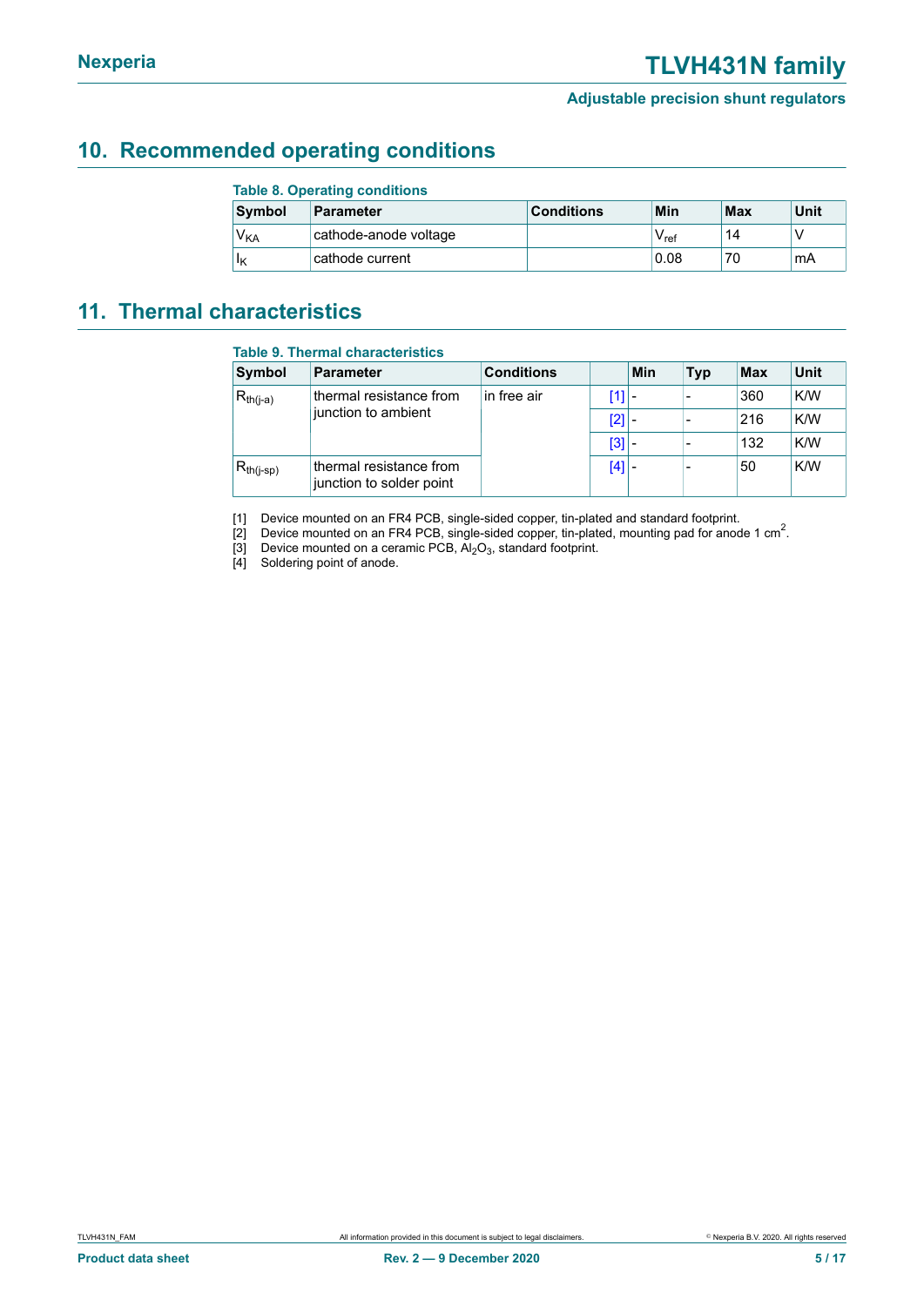## 10. Recommended operating conditions

**Table 8. Operating conditions**

| Symbol | Parameter | Conditions | Min | Max | Unit |
|---|---|---|---|---|---|
| $V_{KA}$ | cathode-anode voltage | | $V_{ref}$ | 14 | V |
| $I_K$ | cathode current | | 0.08 | 70 | mA |

## 11. Thermal characteristics

**Table 9. Thermal characteristics**

| Symbol | Parameter | Conditions | | Min | Typ | Max | Unit |
|---|---|---|---|---|---|---|---|
| $R_{th(j-a)}$ | thermal resistance from junction to ambient | in free air | [1] | - | - | 360 | K/W |
| | | | [2] | - | - | 216 | K/W |
| | | | [3] | - | - | 132 | K/W |
| $R_{th(j-sp)}$ | thermal resistance from junction to solder point | | [4] | - | - | 50 | K/W |

[1] Device mounted on an FR4 PCB, single-sided copper, tin-plated and standard footprint.

[2] Device mounted on an FR4 PCB, single-sided copper, tin-plated, mounting pad for anode 1 $cm^2$.

[3] Device mounted on a ceramic PCB, $Al_2O_3$, standard footprint.

[4] Soldering point of anode.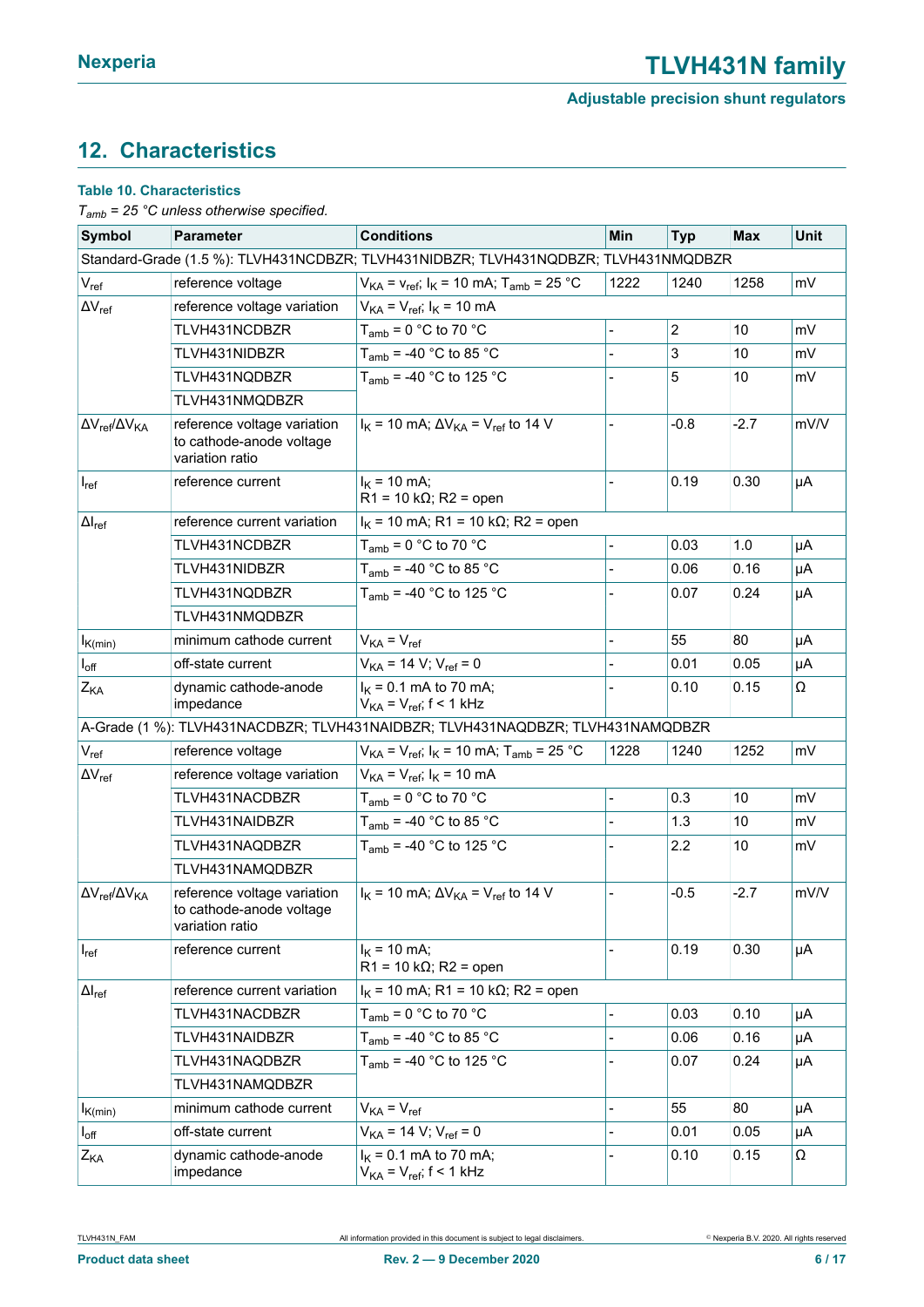## 12. Characteristics

**Table 10. Characteristics**

*$T_{amb}$ = 25 °C unless otherwise specified.*

| Symbol | Parameter | Conditions | Min | Typ | Max | Unit |
|---|---|---|---|---|---|---|
| Standard-Grade (1.5 %): TLVH431NCDBZR; TLVH431NIDBZR; TLVH431NQDBZR; TLVH431NMQDBZR | | | | | | |
| $V_{ref}$ | reference voltage | $V_{KA}$ = $v_{ref}$; $I_K$ = 10 mA; $T_{amb}$ = 25 °C | 1222 | 1240 | 1258 | mV |
| $\Delta V_{ref}$ | reference voltage variation | $V_{KA}$ = $V_{ref}$; $I_K$ = 10 mA | | | | |
| | TLVH431NCDBZR | $T_{amb}$ = 0 °C to 70 °C | - | 2 | 10 | mV |
| | TLVH431NIDBZR | $T_{amb}$ = -40 °C to 85 °C | - | 3 | 10 | mV |
| | TLVH431NQDBZR | $T_{amb}$ = -40 °C to 125 °C | - | 5 | 10 | mV |
| | TLVH431NMQDBZR | | | | | |
| $\Delta V_{ref}/\Delta V_{KA}$ | reference voltage variation to cathode-anode voltage variation ratio | $I_K$ = 10 mA; $\Delta V_{KA}$ = $V_{ref}$ to 14 V | - | -0.8 | -2.7 | mV/V |
| $I_{ref}$ | reference current | $I_K$ = 10 mA; R1 = 10 kΩ; R2 = open | - | 0.19 | 0.30 | µA |
| $\Delta I_{ref}$ | reference current variation | $I_K$ = 10 mA; R1 = 10 kΩ; R2 = open | | | | |
| | TLVH431NCDBZR | $T_{amb}$ = 0 °C to 70 °C | - | 0.03 | 1.0 | µA |
| | TLVH431NIDBZR | $T_{amb}$ = -40 °C to 85 °C | - | 0.06 | 0.16 | µA |
| | TLVH431NQDBZR | $T_{amb}$ = -40 °C to 125 °C | - | 0.07 | 0.24 | µA |
| | TLVH431NMQDBZR | | | | | |
| $I_{K(min)}$ | minimum cathode current | $V_{KA}$ = $V_{ref}$ | - | 55 | 80 | µA |
| $I_{off}$ | off-state current | $V_{KA}$ = 14 V; $V_{ref}$ = 0 | - | 0.01 | 0.05 | µA |
| $Z_{KA}$ | dynamic cathode-anode impedance | $I_K$ = 0.1 mA to 70 mA; $V_{KA}$ = $V_{ref}$; f < 1 kHz | - | 0.10 | 0.15 | Ω |
| A-Grade (1 %): TLVH431NACDBZR; TLVH431NAIDBZR; TLVH431NAQDBZR; TLVH431NAMQDBZR | | | | | | |
| $V_{ref}$ | reference voltage | $V_{KA}$ = $V_{ref}$; $I_K$ = 10 mA; $T_{amb}$ = 25 °C | 1228 | 1240 | 1252 | mV |
| $\Delta V_{ref}$ | reference voltage variation | $V_{KA}$ = $V_{ref}$; $I_K$ = 10 mA | | | | |
| | TLVH431NACDBZR | $T_{amb}$ = 0 °C to 70 °C | - | 0.3 | 10 | mV |
| | TLVH431NAIDBZR | $T_{amb}$ = -40 °C to 85 °C | - | 1.3 | 10 | mV |
| | TLVH431NAQDBZR | $T_{amb}$ = -40 °C to 125 °C | - | 2.2 | 10 | mV |
| | TLVH431NAMQDBZR | | | | | |
| $\Delta V_{ref}/\Delta V_{KA}$ | reference voltage variation to cathode-anode voltage variation ratio | $I_K$ = 10 mA; $\Delta V_{KA}$ = $V_{ref}$ to 14 V | - | -0.5 | -2.7 | mV/V |
| $I_{ref}$ | reference current | $I_K$ = 10 mA; R1 = 10 kΩ; R2 = open | - | 0.19 | 0.30 | µA |
| $\Delta I_{ref}$ | reference current variation | $I_K$ = 10 mA; R1 = 10 kΩ; R2 = open | | | | |
| | TLVH431NACDBZR | $T_{amb}$ = 0 °C to 70 °C | - | 0.03 | 0.10 | µA |
| | TLVH431NAIDBZR | $T_{amb}$ = -40 °C to 85 °C | - | 0.06 | 0.16 | µA |
| | TLVH431NAQDBZR | $T_{amb}$ = -40 °C to 125 °C | - | 0.07 | 0.24 | µA |
| | TLVH431NAMQDBZR | | | | | |
| $I_{K(min)}$ | minimum cathode current | $V_{KA}$ = $V_{ref}$ | - | 55 | 80 | µA |
| $I_{off}$ | off-state current | $V_{KA}$ = 14 V; $V_{ref}$ = 0 | - | 0.01 | 0.05 | µA |
| $Z_{KA}$ | dynamic cathode-anode impedance | $I_K$ = 0.1 mA to 70 mA; $V_{KA}$ = $V_{ref}$; f < 1 kHz | - | 0.10 | 0.15 | Ω |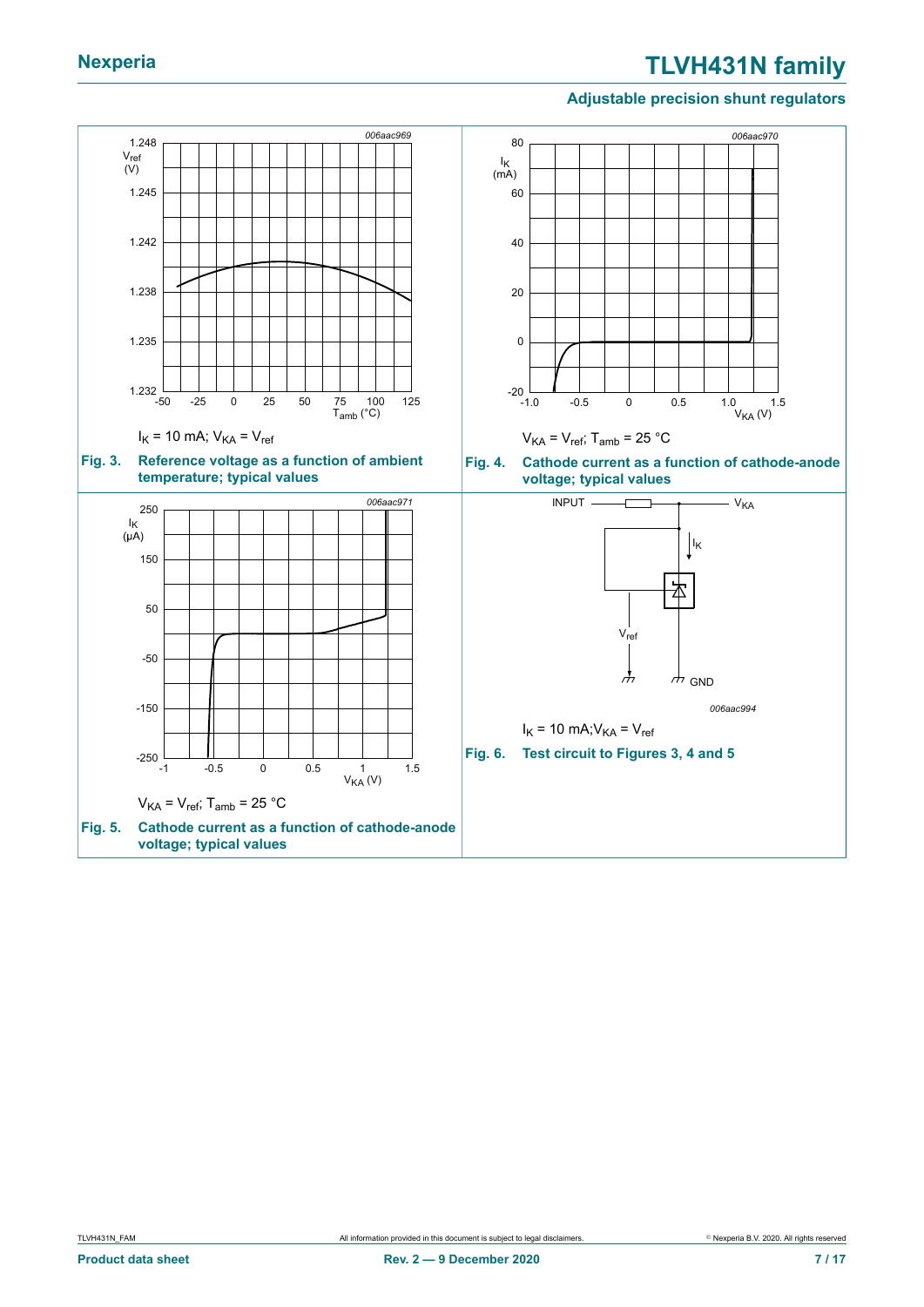$I_K$ = 10 mA; $V_{KA}$ = $V_{ref}$

**Fig. 3. Reference voltage as a function of ambient temperature; typical values**

$V_{KA}$ = $V_{ref}$; $T_{amb}$ = 25 °C

**Fig. 4. Cathode current as a function of cathode-anode voltage; typical values**

$V_{KA}$ = $V_{ref}$; $T_{amb}$ = 25 °C

**Fig. 5. Cathode current as a function of cathode-anode voltage; typical values**

$I_K$ = 10 mA; $V_{KA}$ = $V_{ref}$

**Fig. 6. Test circuit to Figures 3, 4 and 5**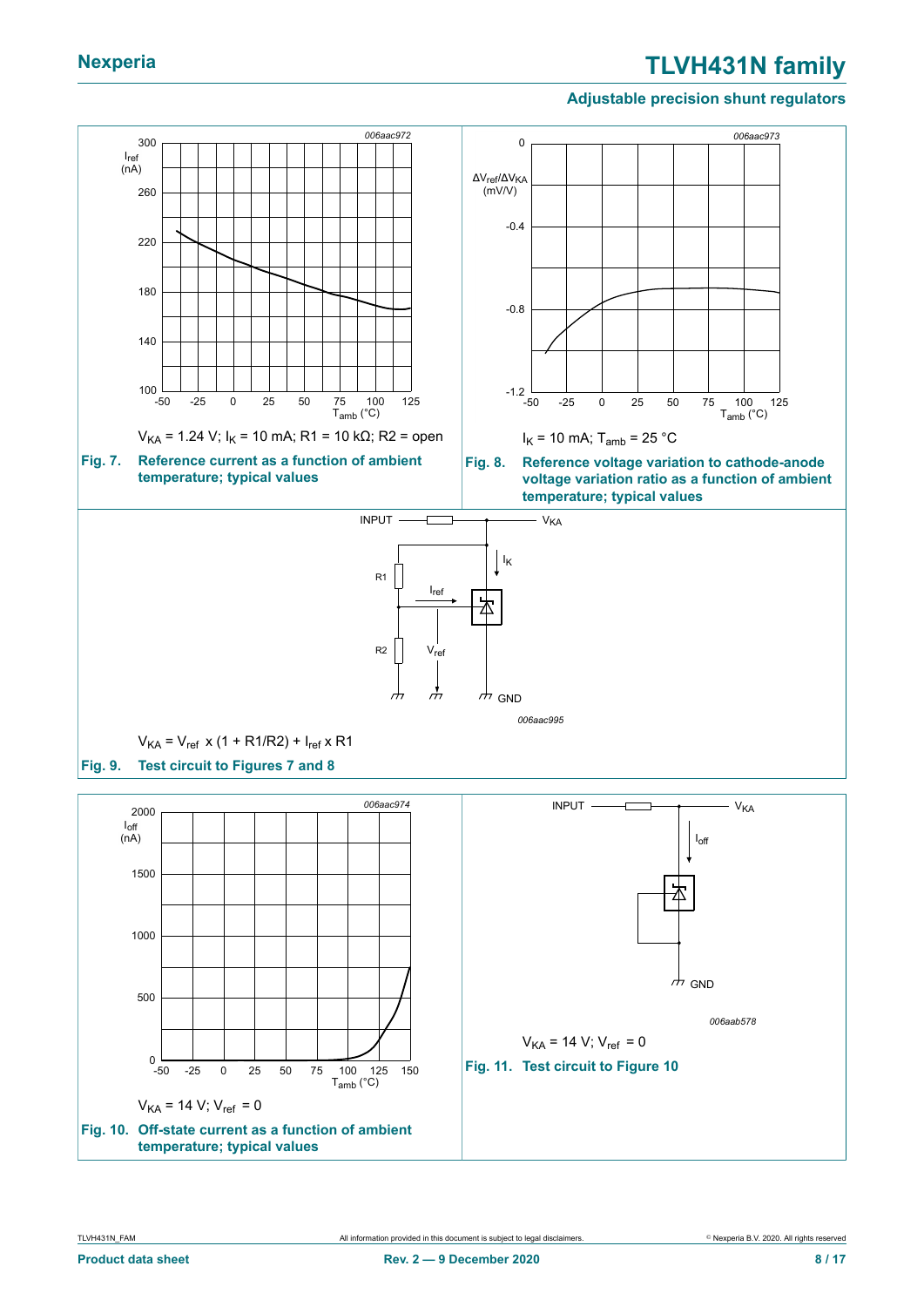$V_{KA}$ = 1.24 V; $I_K$ = 10 mA; R1 = 10 kΩ; R2 = open

**Fig. 7. Reference current as a function of ambient temperature; typical values**

$I_K$ = 10 mA; $T_{amb}$ = 25 °C

**Fig. 8. Reference voltage variation to cathode-anode voltage variation ratio as a function of ambient temperature; typical values**

$V_{KA} = V_{ref} \times (1 + R1/R2) + I_{ref} \times R1$

**Fig. 9. Test circuit to Figures 7 and 8**

$V_{KA}$ = 14 V; $V_{ref}$ = 0

**Fig. 10. Off-state current as a function of ambient temperature; typical values**

$V_{KA}$ = 14 V; $V_{ref}$ = 0

**Fig. 11. Test circuit to Figure 10**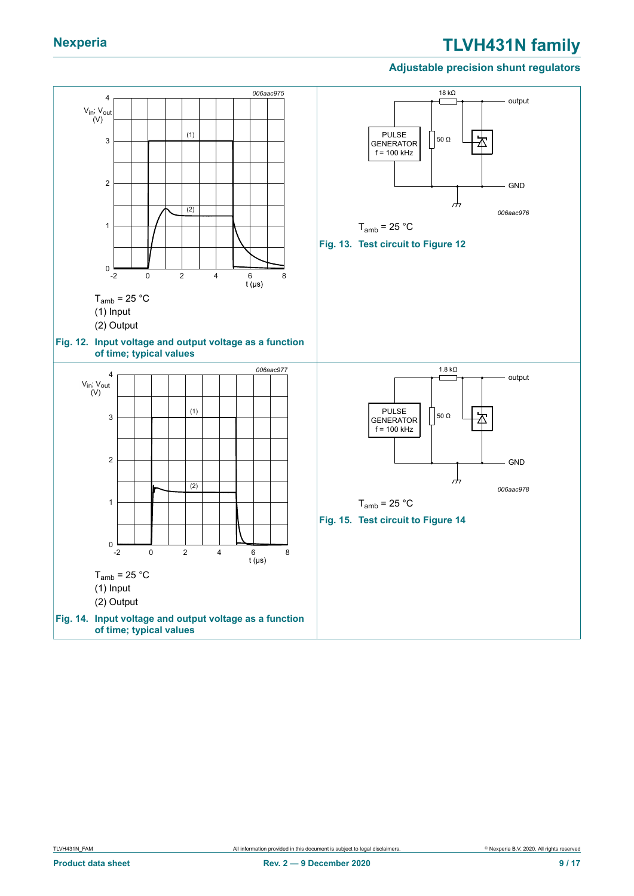$T_{amb}$ = 25 °C

(1) Input

(2) Output

**Fig. 12. Input voltage and output voltage as a function of time; typical values**

$T_{amb}$ = 25 °C

**Fig. 13. Test circuit to Figure 12**

$T_{amb}$ = 25 °C

(1) Input

(2) Output

**Fig. 14. Input voltage and output voltage as a function of time; typical values**

$T_{amb}$ = 25 °C

**Fig. 15. Test circuit to Figure 14**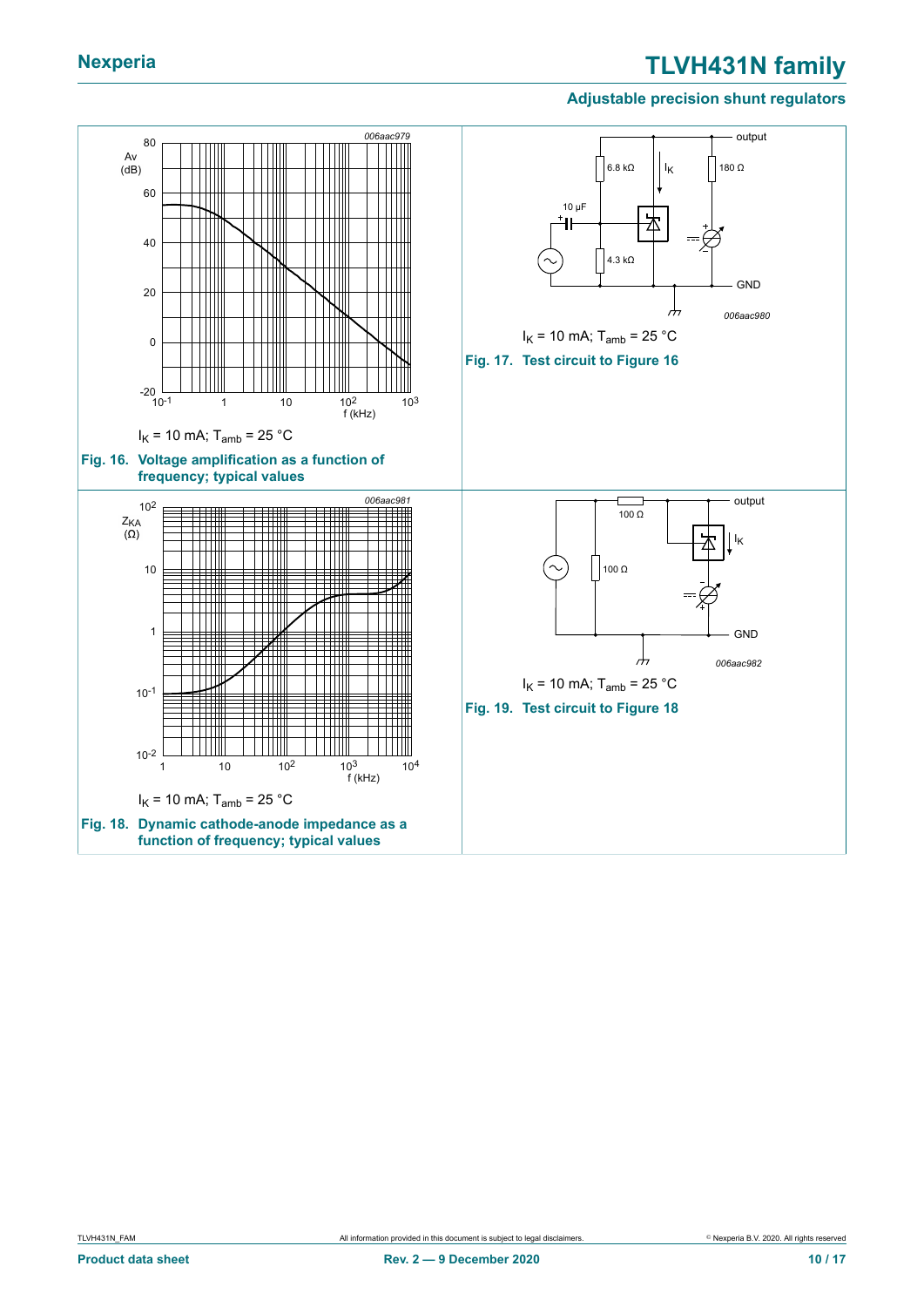$I_K$ = 10 mA; $T_{amb}$ = 25 °C

**Fig. 16. Voltage amplification as a function of frequency; typical values**

$I_K$ = 10 mA; $T_{amb}$ = 25 °C

**Fig. 17. Test circuit to Figure 16**

$I_K$ = 10 mA; $T_{amb}$ = 25 °C

**Fig. 18. Dynamic cathode-anode impedance as a function of frequency; typical values**

$I_K$ = 10 mA; $T_{amb}$ = 25 °C

**Fig. 19. Test circuit to Figure 18**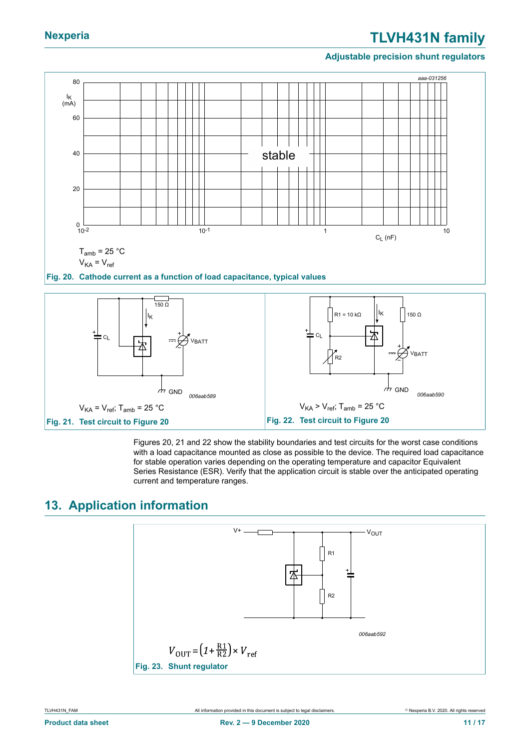$T_{amb}$ = 25 °C

$V_{KA} = V_{ref}$

**Fig. 20. Cathode current as a function of load capacitance, typical values**

$V_{KA} = V_{ref}$; $T_{amb}$ = 25 °C

**Fig. 21. Test circuit to Figure 20**

$V_{KA} > V_{ref}$; $T_{amb}$ = 25 °C

**Fig. 22. Test circuit to Figure 20**

Figures 20, 21 and 22 show the stability boundaries and test circuits for the worst case conditions with a load capacitance mounted as close as possible to the device. The required load capacitance for stable operation varies depending on the operating temperature and capacitor Equivalent Series Resistance (ESR). Verify that the application circuit is stable over the anticipated operating current and temperature ranges.

## 13. Application information

$$V_{OUT} = \left(1 + \frac{R1}{R2}\right) \times V_{ref}$$

**Fig. 23. Shunt regulator**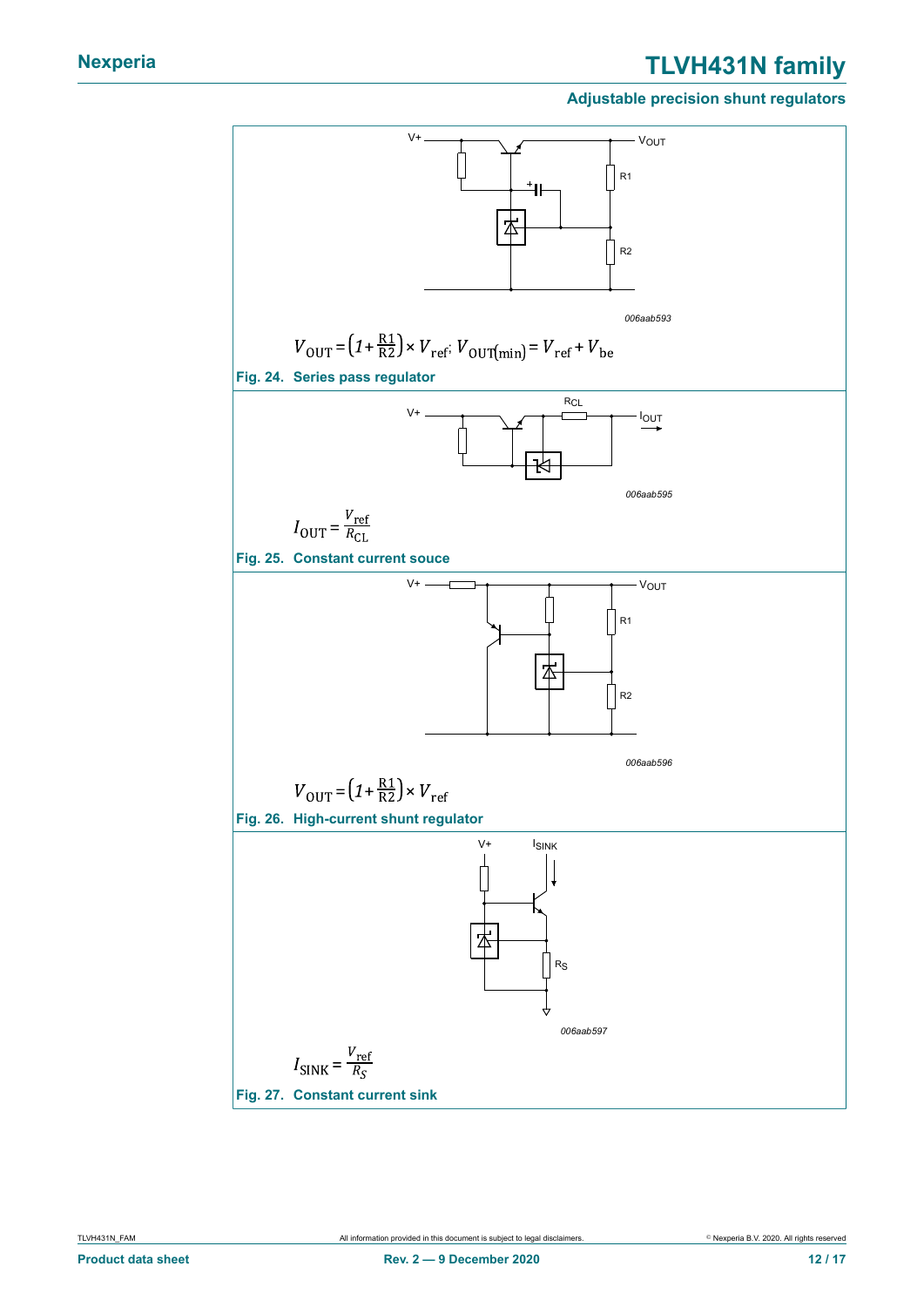$$V_{OUT} = \left(1 + \frac{R1}{R2}\right) \times V_{ref};\ V_{OUT(min)} = V_{ref} + V_{be}$$

**Fig. 24. Series pass regulator**

$$I_{OUT} = \frac{V_{ref}}{R_{CL}}$$

**Fig. 25. Constant current souce**

$$V_{OUT} = \left(1 + \frac{R1}{R2}\right) \times V_{ref}$$

**Fig. 26. High-current shunt regulator**

$$I_{SINK} = \frac{V_{ref}}{R_S}$$

**Fig. 27. Constant current sink**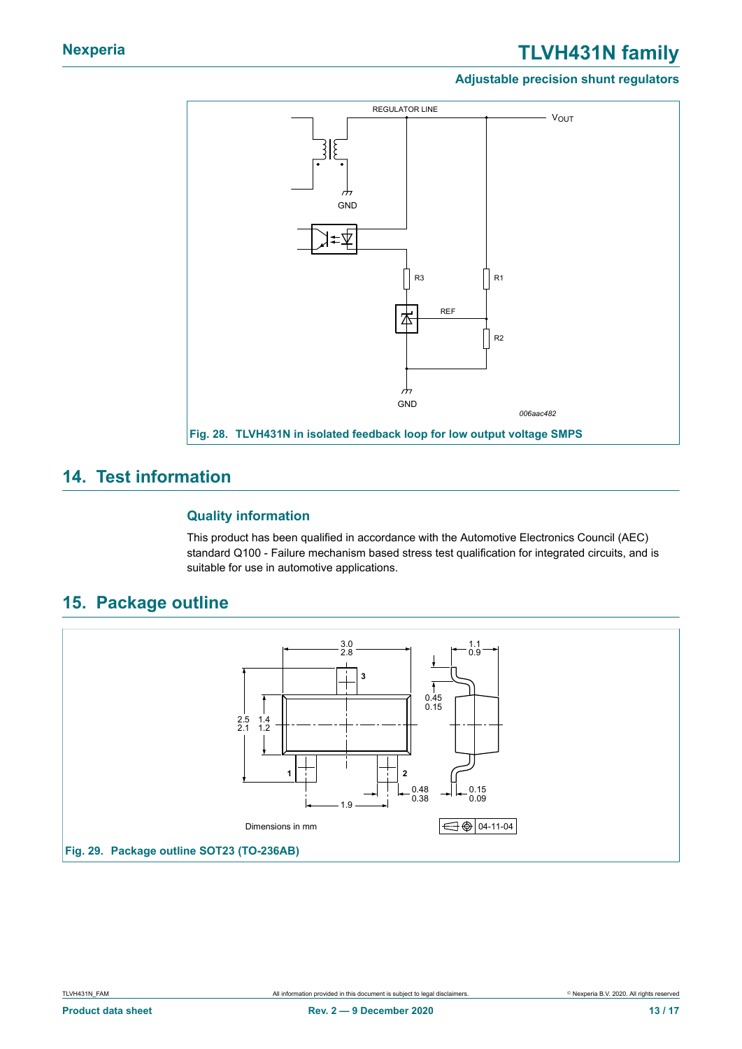Fig. 28. TLVH431N in isolated feedback loop for low output voltage SMPS

## 14. Test information

### Quality information

This product has been qualified in accordance with the Automotive Electronics Council (AEC) standard Q100 - Failure mechanism based stress test qualification for integrated circuits, and is suitable for use in automotive applications.

## 15. Package outline

Fig. 29. Package outline SOT23 (TO-236AB)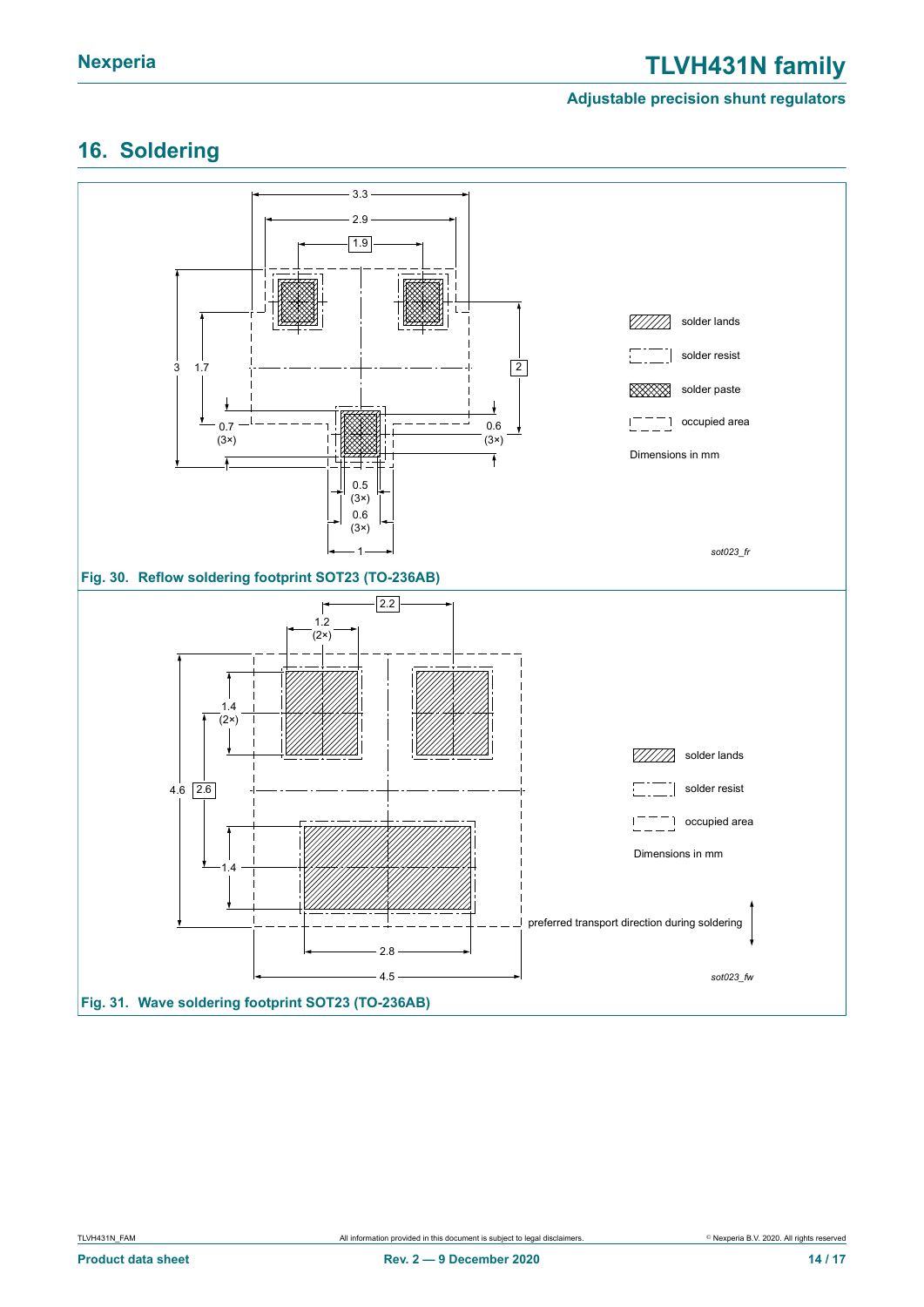## 16. Soldering

Fig. 30. Reflow soldering footprint SOT23 (TO-236AB)

Fig. 31. Wave soldering footprint SOT23 (TO-236AB)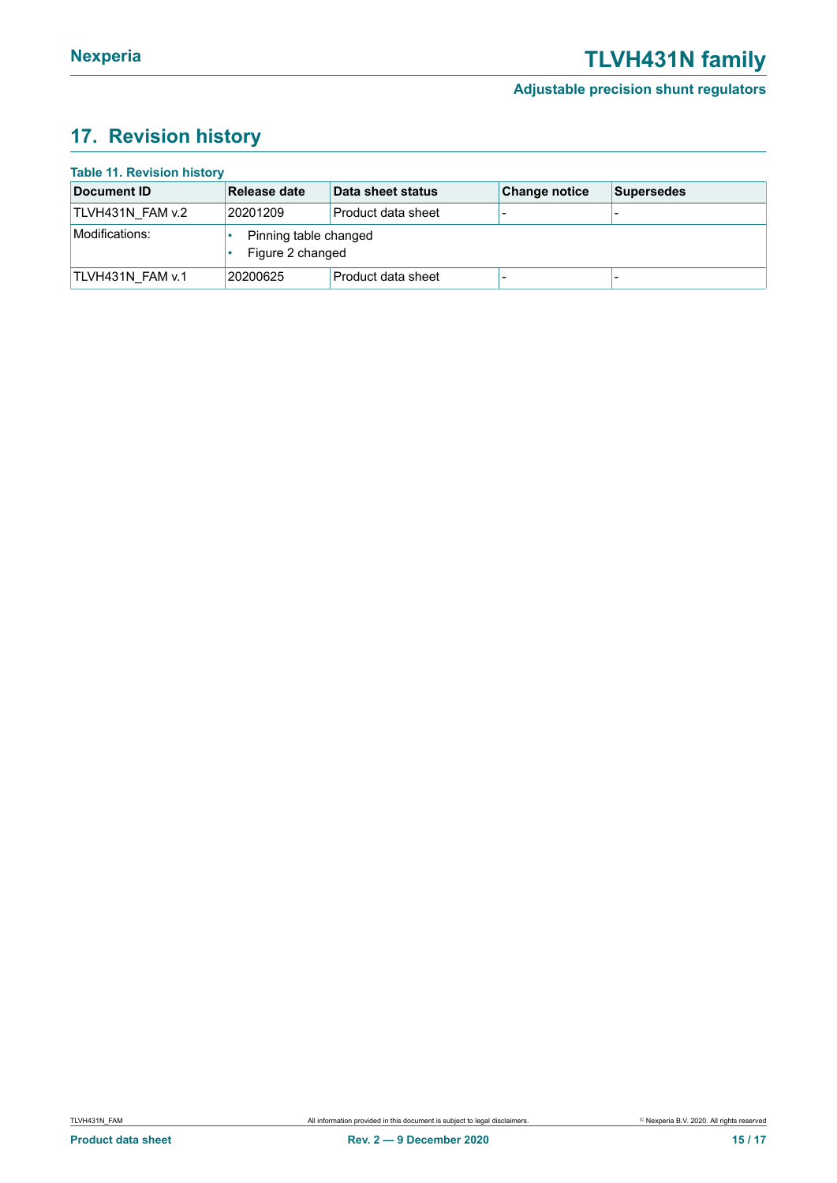## 17. Revision history

**Table 11. Revision history**

| Document ID | Release date | Data sheet status | Change notice | Supersedes |
|---|---|---|---|---|
| TLVH431N_FAM v.2 | 20201209 | Product data sheet | - | - |
| Modifications: | • Pinning table changed<br>• Figure 2 changed | | | |
| TLVH431N_FAM v.1 | 20200625 | Product data sheet | - | - |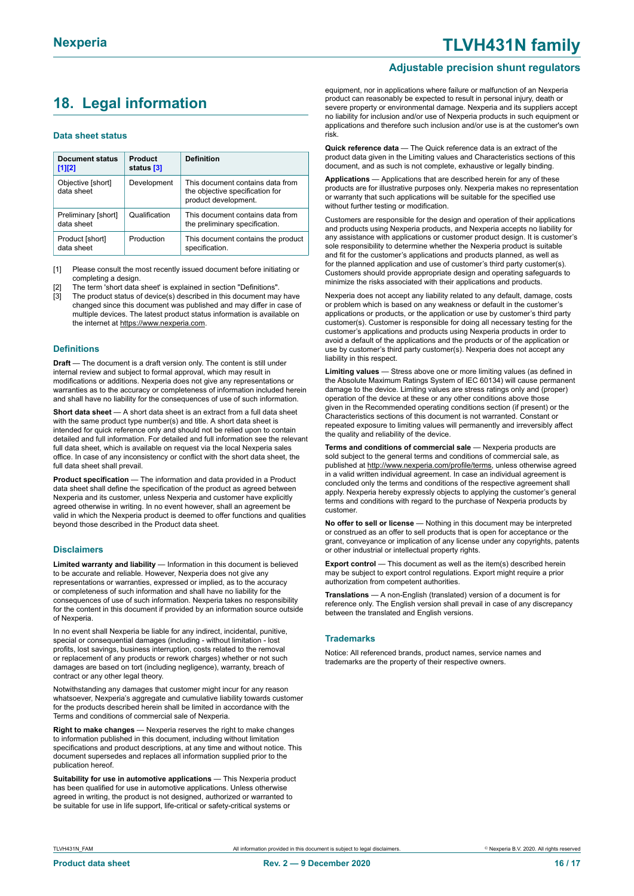## 18. Legal information

### Data sheet status

| Document status [1][2] | Product status [3] | Definition |
|---|---|---|
| Objective [short] data sheet | Development | This document contains data from the objective specification for product development. |
| Preliminary [short] data sheet | Qualification | This document contains data from the preliminary specification. |
| Product [short] data sheet | Production | This document contains the product specification. |

[1] Please consult the most recently issued document before initiating or completing a design.
[2] The term 'short data sheet' is explained in section "Definitions".
[3] The product status of device(s) described in this document may have changed since this document was published and may differ in case of multiple devices. The latest product status information is available on the internet at https://www.nexperia.com.

### Definitions

**Draft** — The document is a draft version only. The content is still under internal review and subject to formal approval, which may result in modifications or additions. Nexperia does not give any representations or warranties as to the accuracy or completeness of information included herein and shall have no liability for the consequences of use of such information.

**Short data sheet** — A short data sheet is an extract from a full data sheet with the same product type number(s) and title. A short data sheet is intended for quick reference only and should not be relied upon to contain detailed and full information. For detailed and full information see the relevant full data sheet, which is available on request via the local Nexperia sales office. In case of any inconsistency or conflict with the short data sheet, the full data sheet shall prevail.

**Product specification** — The information and data provided in a Product data sheet shall define the specification of the product as agreed between Nexperia and its customer, unless Nexperia and customer have explicitly agreed otherwise in writing. In no event however, shall an agreement be valid in which the Nexperia product is deemed to offer functions and qualities beyond those described in the Product data sheet.

### Disclaimers

**Limited warranty and liability** — Information in this document is believed to be accurate and reliable. However, Nexperia does not give any representations or warranties, expressed or implied, as to the accuracy or completeness of such information and shall have no liability for the consequences of use of such information. Nexperia takes no responsibility for the content in this document if provided by an information source outside of Nexperia.

In no event shall Nexperia be liable for any indirect, incidental, punitive, special or consequential damages (including - without limitation - lost profits, lost savings, business interruption, costs related to the removal or replacement of any products or rework charges) whether or not such damages are based on tort (including negligence), warranty, breach of contract or any other legal theory.

Notwithstanding any damages that customer might incur for any reason whatsoever, Nexperia's aggregate and cumulative liability towards customer for the products described herein shall be limited in accordance with the Terms and conditions of commercial sale of Nexperia.

**Right to make changes** — Nexperia reserves the right to make changes to information published in this document, including without limitation specifications and product descriptions, at any time and without notice. This document supersedes and replaces all information supplied prior to the publication hereof.

**Suitability for use in automotive applications** — This Nexperia product has been qualified for use in automotive applications. Unless otherwise agreed in writing, the product is not designed, authorized or warranted to be suitable for use in life support, life-critical or safety-critical systems or equipment, nor in applications where failure or malfunction of an Nexperia product can reasonably be expected to result in personal injury, death or severe property or environmental damage. Nexperia and its suppliers accept no liability for inclusion and/or use of Nexperia products in such equipment or applications and therefore such inclusion and/or use is at the customer's own risk.

**Quick reference data** — The Quick reference data is an extract of the product data given in the Limiting values and Characteristics sections of this document, and as such is not complete, exhaustive or legally binding.

**Applications** — Applications that are described herein for any of these products are for illustrative purposes only. Nexperia makes no representation or warranty that such applications will be suitable for the specified use without further testing or modification.

Customers are responsible for the design and operation of their applications and products using Nexperia products, and Nexperia accepts no liability for any assistance with applications or customer product design. It is customer's sole responsibility to determine whether the Nexperia product is suitable and fit for the customer's applications and products planned, as well as for the planned application and use of customer's third party customer(s). Customers should provide appropriate design and operating safeguards to minimize the risks associated with their applications and products.

Nexperia does not accept any liability related to any default, damage, costs or problem which is based on any weakness or default in the customer's applications or products, or the application or use by customer's third party customer(s). Customer is responsible for doing all necessary testing for the customer's applications and products using Nexperia products in order to avoid a default of the applications and the products or of the application or use by customer's third party customer(s). Nexperia does not accept any liability in this respect.

**Limiting values** — Stress above one or more limiting values (as defined in the Absolute Maximum Ratings System of IEC 60134) will cause permanent damage to the device. Limiting values are stress ratings only and (proper) operation of the device at these or any other conditions above those given in the Recommended operating conditions section (if present) or the Characteristics sections of this document is not warranted. Constant or repeated exposure to limiting values will permanently and irreversibly affect the quality and reliability of the device.

**Terms and conditions of commercial sale** — Nexperia products are sold subject to the general terms and conditions of commercial sale, as published at http://www.nexperia.com/profile/terms, unless otherwise agreed in a valid written individual agreement. In case an individual agreement is concluded only the terms and conditions of the respective agreement shall apply. Nexperia hereby expressly objects to applying the customer's general terms and conditions with regard to the purchase of Nexperia products by customer.

**No offer to sell or license** — Nothing in this document may be interpreted or construed as an offer to sell products that is open for acceptance or the grant, conveyance or implication of any license under any copyrights, patents or other industrial or intellectual property rights.

**Export control** — This document as well as the item(s) described herein may be subject to export control regulations. Export might require a prior authorization from competent authorities.

**Translations** — A non-English (translated) version of a document is for reference only. The English version shall prevail in case of any discrepancy between the translated and English versions.

### Trademarks

Notice: All referenced brands, product names, service names and trademarks are the property of their respective owners.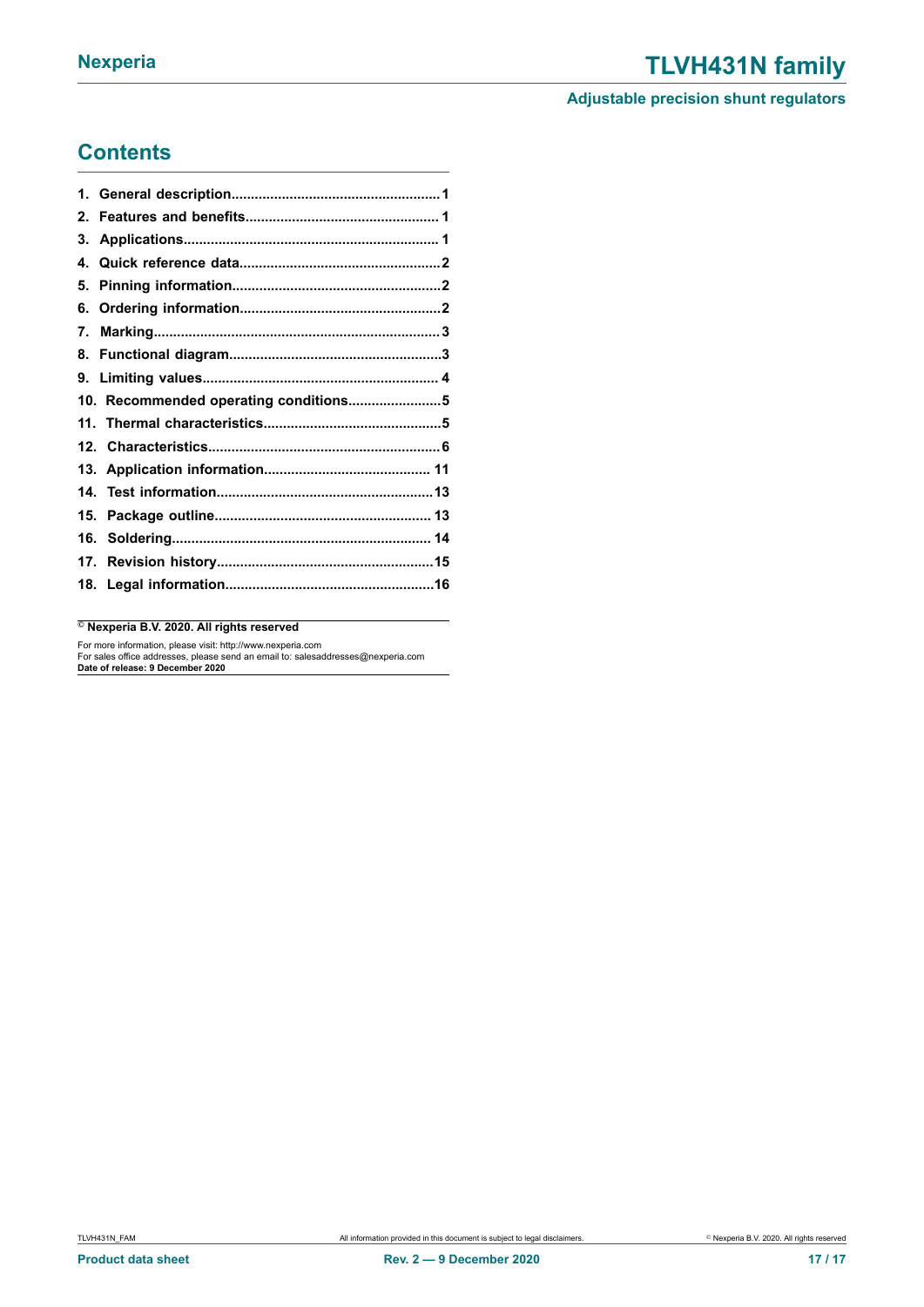## Contents

1. General description.....................................................1
2. Features and benefits.................................................1
3. Applications.................................................................1
4. Quick reference data...................................................2
5. Pinning information.....................................................2
6. Ordering information...................................................2
7. Marking.........................................................................3
8. Functional diagram......................................................3
9. Limiting values............................................................4
10. Recommended operating conditions........................5
11. Thermal characteristics.............................................5
12. Characteristics...........................................................6
13. Application information...........................................11
14. Test information.......................................................13
15. Package outline.......................................................13
16. Soldering..................................................................14
17. Revision history.......................................................15
18. Legal information.....................................................16

**© Nexperia B.V. 2020. All rights reserved**

For more information, please visit: http://www.nexperia.com
For sales office addresses, please send an email to: salesaddresses@nexperia.com
**Date of release: 9 December 2020**